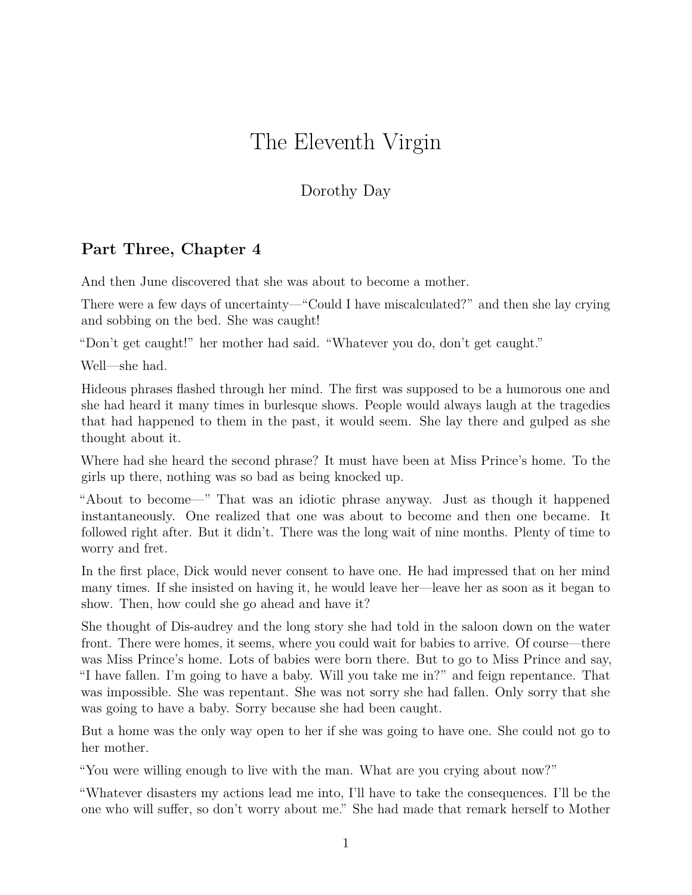# The Eleventh Virgin

Dorothy Day

## Part Three, Chapter 4

And then June discovered that she was about to become a mother.

There were a few days of uncertainty—"Could I have miscalculated?" and then she lay crying and sobbing on the bed. She was caught!

"Don't get caught!" her mother had said. "Whatever you do, don't get caught."

Well—she had.

Hideous phrases flashed through her mind. The first was supposed to be a humorous one and she had heard it many times in burlesque shows. People would always laugh at the tragedies that had happened to them in the past, it would seem. She lay there and gulped as she thought about it.

Where had she heard the second phrase? It must have been at Miss Prince's home. To the girls up there, nothing was so bad as being knocked up.

"About to become—" That was an idiotic phrase anyway. Just as though it happened instantaneously. One realized that one was about to become and then one became. It followed right after. But it didn't. There was the long wait of nine months. Plenty of time to worry and fret.

In the first place, Dick would never consent to have one. He had impressed that on her mind many times. If she insisted on having it, he would leave her—leave her as soon as it began to show. Then, how could she go ahead and have it?

She thought of Dis-audrey and the long story she had told in the saloon down on the water front. There were homes, it seems, where you could wait for babies to arrive. Of course—there was Miss Prince's home. Lots of babies were born there. But to go to Miss Prince and say, "I have fallen. I'm going to have a baby. Will you take me in?" and feign repentance. That was impossible. She was repentant. She was not sorry she had fallen. Only sorry that she was going to have a baby. Sorry because she had been caught.

But a home was the only way open to her if she was going to have one. She could not go to her mother.

"You were willing enough to live with the man. What are you crying about now?"

"Whatever disasters my actions lead me into, I'll have to take the consequences. I'll be the one who will suffer, so don't worry about me." She had made that remark herself to Mother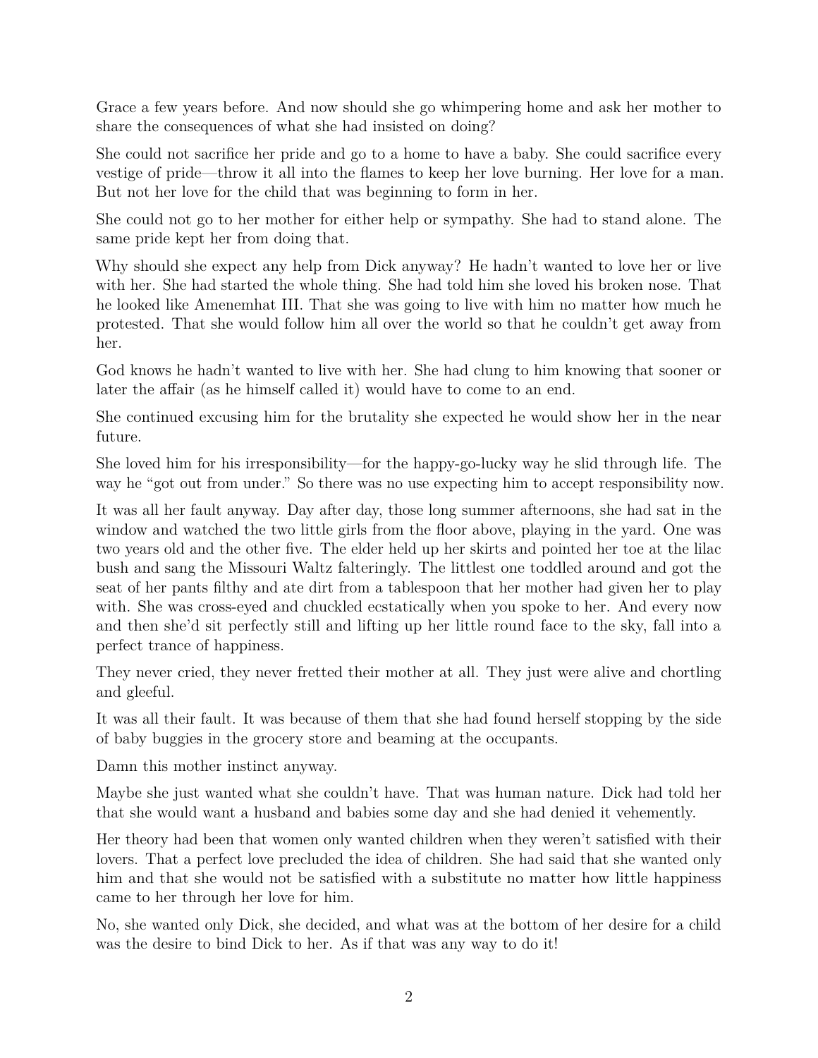Grace a few years before. And now should she go whimpering home and ask her mother to share the consequences of what she had insisted on doing?

She could not sacrifice her pride and go to a home to have a baby. She could sacrifice every vestige of pride—throw it all into the flames to keep her love burning. Her love for a man. But not her love for the child that was beginning to form in her.

She could not go to her mother for either help or sympathy. She had to stand alone. The same pride kept her from doing that.

Why should she expect any help from Dick anyway? He hadn't wanted to love her or live with her. She had started the whole thing. She had told him she loved his broken nose. That he looked like Amenemhat III. That she was going to live with him no matter how much he protested. That she would follow him all over the world so that he couldn't get away from her.

God knows he hadn't wanted to live with her. She had clung to him knowing that sooner or later the affair (as he himself called it) would have to come to an end.

She continued excusing him for the brutality she expected he would show her in the near future.

She loved him for his irresponsibility—for the happy-go-lucky way he slid through life. The way he "got out from under." So there was no use expecting him to accept responsibility now.

It was all her fault anyway. Day after day, those long summer afternoons, she had sat in the window and watched the two little girls from the floor above, playing in the yard. One was two years old and the other five. The elder held up her skirts and pointed her toe at the lilac bush and sang the Missouri Waltz falteringly. The littlest one toddled around and got the seat of her pants filthy and ate dirt from a tablespoon that her mother had given her to play with. She was cross-eyed and chuckled ecstatically when you spoke to her. And every now and then she'd sit perfectly still and lifting up her little round face to the sky, fall into a perfect trance of happiness.

They never cried, they never fretted their mother at all. They just were alive and chortling and gleeful.

It was all their fault. It was because of them that she had found herself stopping by the side of baby buggies in the grocery store and beaming at the occupants.

Damn this mother instinct anyway.

Maybe she just wanted what she couldn't have. That was human nature. Dick had told her that she would want a husband and babies some day and she had denied it vehemently.

Her theory had been that women only wanted children when they weren't satisfied with their lovers. That a perfect love precluded the idea of children. She had said that she wanted only him and that she would not be satisfied with a substitute no matter how little happiness came to her through her love for him.

No, she wanted only Dick, she decided, and what was at the bottom of her desire for a child was the desire to bind Dick to her. As if that was any way to do it!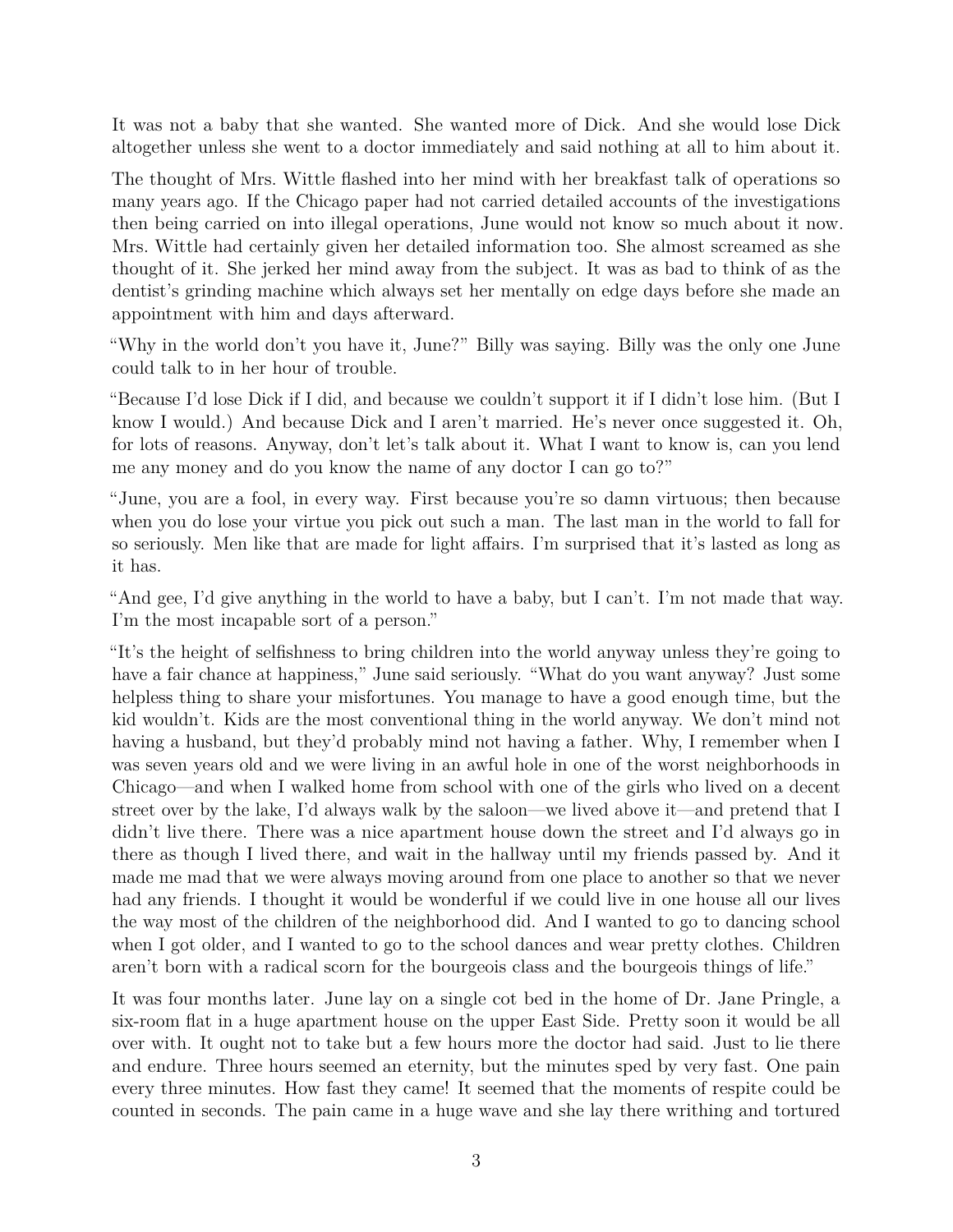It was not a baby that she wanted. She wanted more of Dick. And she would lose Dick altogether unless she went to a doctor immediately and said nothing at all to him about it.

The thought of Mrs. Wittle flashed into her mind with her breakfast talk of operations so many years ago. If the Chicago paper had not carried detailed accounts of the investigations then being carried on into illegal operations, June would not know so much about it now. Mrs. Wittle had certainly given her detailed information too. She almost screamed as she thought of it. She jerked her mind away from the subject. It was as bad to think of as the dentist's grinding machine which always set her mentally on edge days before she made an appointment with him and days afterward.

"Why in the world don't you have it, June?" Billy was saying. Billy was the only one June could talk to in her hour of trouble.

"Because I'd lose Dick if I did, and because we couldn't support it if I didn't lose him. (But I know I would.) And because Dick and I aren't married. He's never once suggested it. Oh, for lots of reasons. Anyway, don't let's talk about it. What I want to know is, can you lend me any money and do you know the name of any doctor I can go to?"

"June, you are a fool, in every way. First because you're so damn virtuous; then because when you do lose your virtue you pick out such a man. The last man in the world to fall for so seriously. Men like that are made for light affairs. I'm surprised that it's lasted as long as it has.

"And gee, I'd give anything in the world to have a baby, but I can't. I'm not made that way. I'm the most incapable sort of a person."

"It's the height of selfishness to bring children into the world anyway unless they're going to have a fair chance at happiness," June said seriously. "What do you want anyway? Just some helpless thing to share your misfortunes. You manage to have a good enough time, but the kid wouldn't. Kids are the most conventional thing in the world anyway. We don't mind not having a husband, but they'd probably mind not having a father. Why, I remember when I was seven years old and we were living in an awful hole in one of the worst neighborhoods in Chicago—and when I walked home from school with one of the girls who lived on a decent street over by the lake, I'd always walk by the saloon—we lived above it—and pretend that I didn't live there. There was a nice apartment house down the street and I'd always go in there as though I lived there, and wait in the hallway until my friends passed by. And it made me mad that we were always moving around from one place to another so that we never had any friends. I thought it would be wonderful if we could live in one house all our lives the way most of the children of the neighborhood did. And I wanted to go to dancing school when I got older, and I wanted to go to the school dances and wear pretty clothes. Children aren't born with a radical scorn for the bourgeois class and the bourgeois things of life."

It was four months later. June lay on a single cot bed in the home of Dr. Jane Pringle, a six-room flat in a huge apartment house on the upper East Side. Pretty soon it would be all over with. It ought not to take but a few hours more the doctor had said. Just to lie there and endure. Three hours seemed an eternity, but the minutes sped by very fast. One pain every three minutes. How fast they came! It seemed that the moments of respite could be counted in seconds. The pain came in a huge wave and she lay there writhing and tortured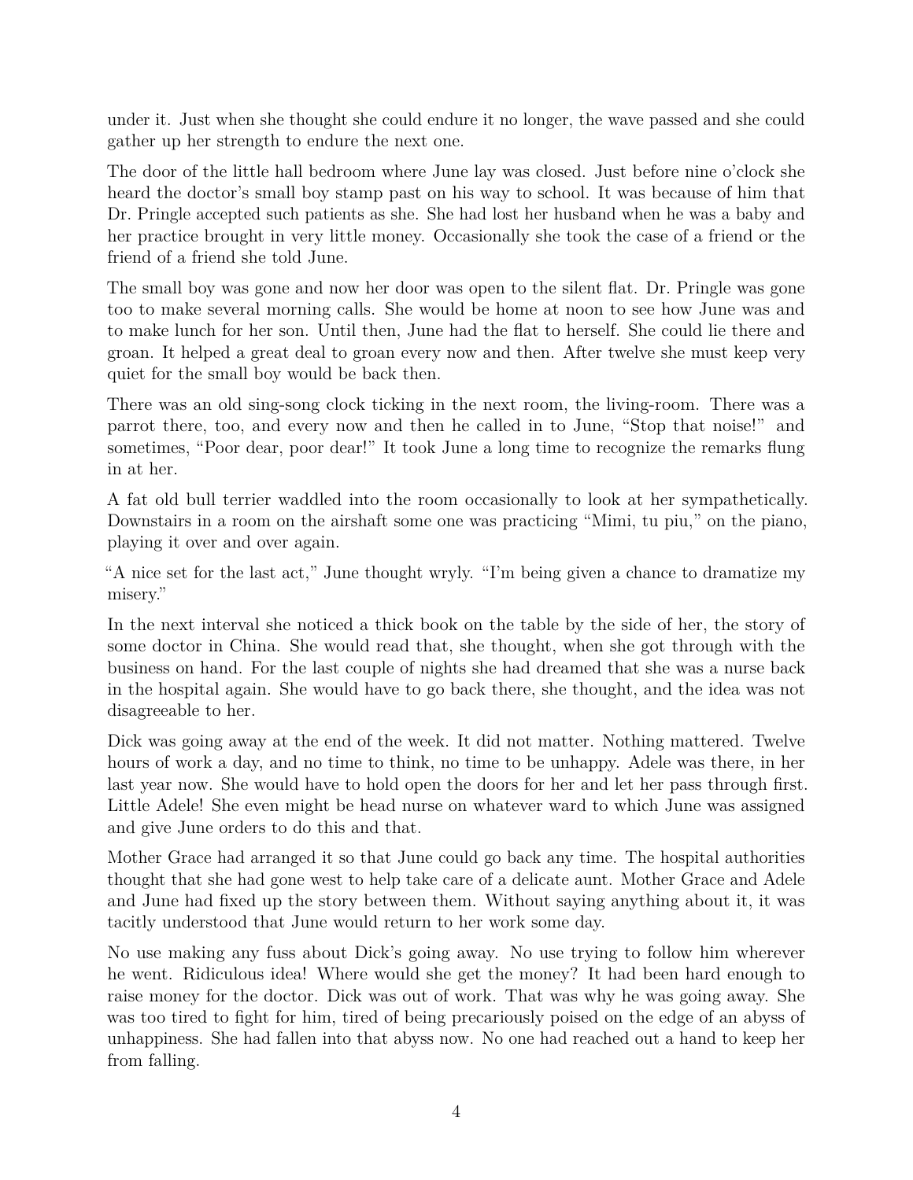under it. Just when she thought she could endure it no longer, the wave passed and she could gather up her strength to endure the next one.

The door of the little hall bedroom where June lay was closed. Just before nine o'clock she heard the doctor's small boy stamp past on his way to school. It was because of him that Dr. Pringle accepted such patients as she. She had lost her husband when he was a baby and her practice brought in very little money. Occasionally she took the case of a friend or the friend of a friend she told June.

The small boy was gone and now her door was open to the silent flat. Dr. Pringle was gone too to make several morning calls. She would be home at noon to see how June was and to make lunch for her son. Until then, June had the flat to herself. She could lie there and groan. It helped a great deal to groan every now and then. After twelve she must keep very quiet for the small boy would be back then.

There was an old sing-song clock ticking in the next room, the living-room. There was a parrot there, too, and every now and then he called in to June, "Stop that noise!" and sometimes, "Poor dear, poor dear!" It took June a long time to recognize the remarks flung in at her.

A fat old bull terrier waddled into the room occasionally to look at her sympathetically. Downstairs in a room on the airshaft some one was practicing "Mimi, tu piu," on the piano, playing it over and over again.

"A nice set for the last act," June thought wryly. "I'm being given a chance to dramatize my misery."

In the next interval she noticed a thick book on the table by the side of her, the story of some doctor in China. She would read that, she thought, when she got through with the business on hand. For the last couple of nights she had dreamed that she was a nurse back in the hospital again. She would have to go back there, she thought, and the idea was not disagreeable to her.

Dick was going away at the end of the week. It did not matter. Nothing mattered. Twelve hours of work a day, and no time to think, no time to be unhappy. Adele was there, in her last year now. She would have to hold open the doors for her and let her pass through first. Little Adele! She even might be head nurse on whatever ward to which June was assigned and give June orders to do this and that.

Mother Grace had arranged it so that June could go back any time. The hospital authorities thought that she had gone west to help take care of a delicate aunt. Mother Grace and Adele and June had fixed up the story between them. Without saying anything about it, it was tacitly understood that June would return to her work some day.

No use making any fuss about Dick's going away. No use trying to follow him wherever he went. Ridiculous idea! Where would she get the money? It had been hard enough to raise money for the doctor. Dick was out of work. That was why he was going away. She was too tired to fight for him, tired of being precariously poised on the edge of an abyss of unhappiness. She had fallen into that abyss now. No one had reached out a hand to keep her from falling.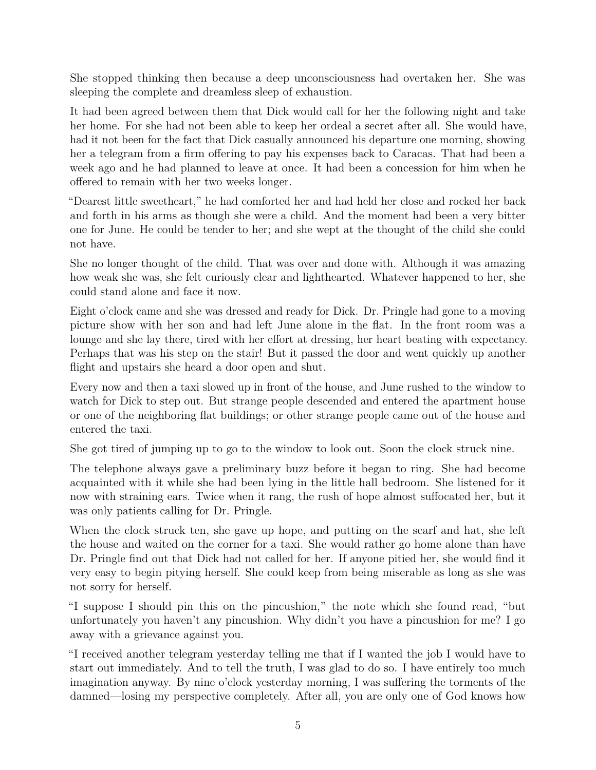She stopped thinking then because a deep unconsciousness had overtaken her. She was sleeping the complete and dreamless sleep of exhaustion.

It had been agreed between them that Dick would call for her the following night and take her home. For she had not been able to keep her ordeal a secret after all. She would have, had it not been for the fact that Dick casually announced his departure one morning, showing her a telegram from a firm offering to pay his expenses back to Caracas. That had been a week ago and he had planned to leave at once. It had been a concession for him when he offered to remain with her two weeks longer.

"Dearest little sweetheart," he had comforted her and had held her close and rocked her back and forth in his arms as though she were a child. And the moment had been a very bitter one for June. He could be tender to her; and she wept at the thought of the child she could not have.

She no longer thought of the child. That was over and done with. Although it was amazing how weak she was, she felt curiously clear and lighthearted. Whatever happened to her, she could stand alone and face it now.

Eight o'clock came and she was dressed and ready for Dick. Dr. Pringle had gone to a moving picture show with her son and had left June alone in the flat. In the front room was a lounge and she lay there, tired with her effort at dressing, her heart beating with expectancy. Perhaps that was his step on the stair! But it passed the door and went quickly up another flight and upstairs she heard a door open and shut.

Every now and then a taxi slowed up in front of the house, and June rushed to the window to watch for Dick to step out. But strange people descended and entered the apartment house or one of the neighboring flat buildings; or other strange people came out of the house and entered the taxi.

She got tired of jumping up to go to the window to look out. Soon the clock struck nine.

The telephone always gave a preliminary buzz before it began to ring. She had become acquainted with it while she had been lying in the little hall bedroom. She listened for it now with straining ears. Twice when it rang, the rush of hope almost suffocated her, but it was only patients calling for Dr. Pringle.

When the clock struck ten, she gave up hope, and putting on the scarf and hat, she left the house and waited on the corner for a taxi. She would rather go home alone than have Dr. Pringle find out that Dick had not called for her. If anyone pitied her, she would find it very easy to begin pitying herself. She could keep from being miserable as long as she was not sorry for herself.

"I suppose I should pin this on the pincushion," the note which she found read, "but unfortunately you haven't any pincushion. Why didn't you have a pincushion for me? I go away with a grievance against you.

"I received another telegram yesterday telling me that if I wanted the job I would have to start out immediately. And to tell the truth, I was glad to do so. I have entirely too much imagination anyway. By nine o'clock yesterday morning, I was suffering the torments of the damned—losing my perspective completely. After all, you are only one of God knows how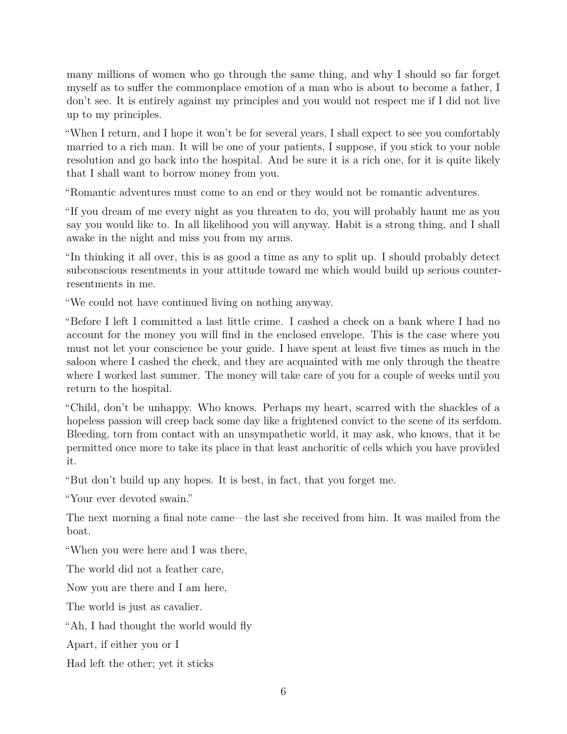many millions of women who go through the same thing, and why I should so far forget myself as to suffer the commonplace emotion of a man who is about to become a father, I don't see. It is entirely against my principles and you would not respect me if I did not live up to my principles.

"When I return, and I hope it won't be for several years, I shall expect to see you comfortably married to a rich man. It will be one of your patients, I suppose, if you stick to your noble resolution and go back into the hospital. And be sure it is a rich one, for it is quite likely that I shall want to borrow money from you.

"Romantic adventures must come to an end or they would not be romantic adventures.

"If you dream of me every night as you threaten to do, you will probably haunt me as you say you would like to. In all likelihood you will anyway. Habit is a strong thing, and I shall awake in the night and miss you from my arms.

"In thinking it all over, this is as good a time as any to split up. I should probably detect subconscious resentments in your attitude toward me which would build up serious counter-resentments in me.

"We could not have continued living on nothing anyway.

"Before I left I committed a last little crime. I cashed a check on a bank where I had no account for the money you will find in the enclosed envelope. This is the case where you must not let your conscience be your guide. I have spent at least five times as much in the saloon where I cashed the check, and they are acquainted with me only through the theatre where I worked last summer. The money will take care of you for a couple of weeks until you return to the hospital.

"Child, don't be unhappy. Who knows. Perhaps my heart, scarred with the shackles of a hopeless passion will creep back some day like a frightened convict to the scene of its serfdom. Bleeding, torn from contact with an unsympathetic world, it may ask, who knows, that it be permitted once more to take its place in that least anchoritic of cells which you have provided it.

"But don't build up any hopes. It is best, in fact, that you forget me.

"Your ever devoted swain."

The next morning a final note came—the last she received from him. It was mailed from the boat.

"When you were here and I was there,

The world did not a feather care,

Now you are there and I am here,

The world is just as cavalier.

"Ah, I had thought the world would fly

Apart, if either you or I

Had left the other; yet it sticks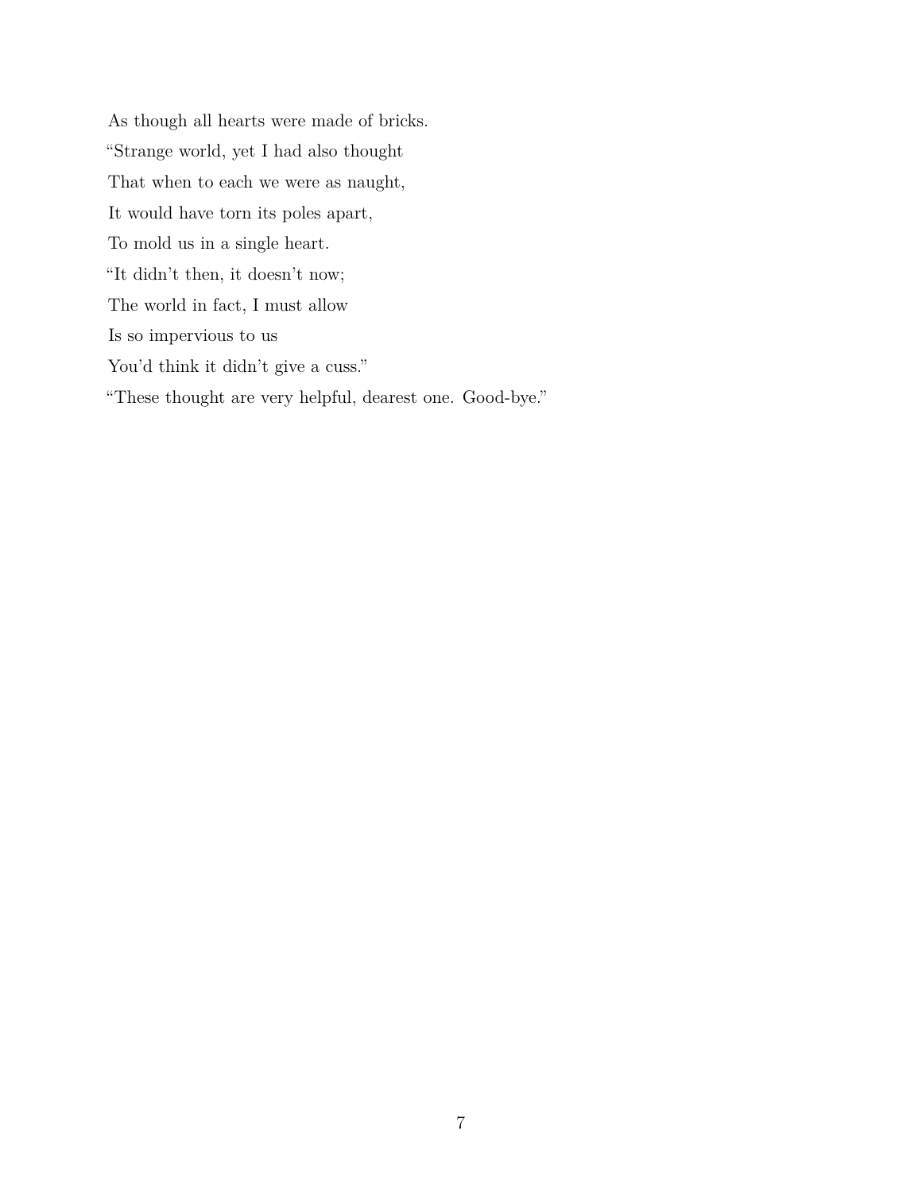As though all hearts were made of bricks.

"Strange world, yet I had also thought

That when to each we were as naught,

It would have torn its poles apart,

To mold us in a single heart.

"It didn't then, it doesn't now;

The world in fact, I must allow

Is so impervious to us

You'd think it didn't give a cuss."

"These thought are very helpful, dearest one. Good-bye."